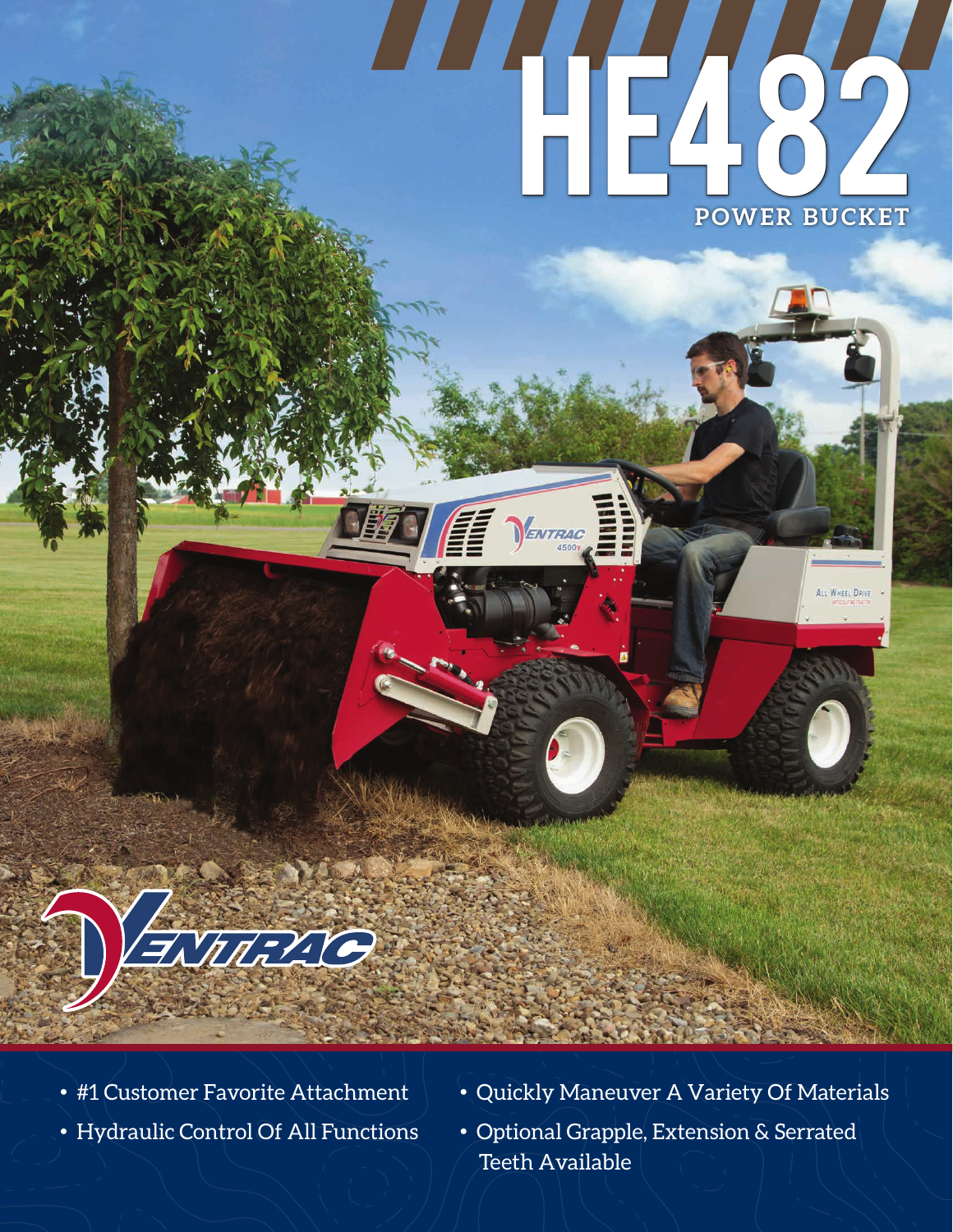# HE482

## POWER BUCKET

VENTRAC

- #1 Customer Favorite Attachment
- Hydraulic Control Of All Functions
- Quickly Maneuver A Variety Of Materials
- Optional Grapple, Extension & Serrated Teeth Available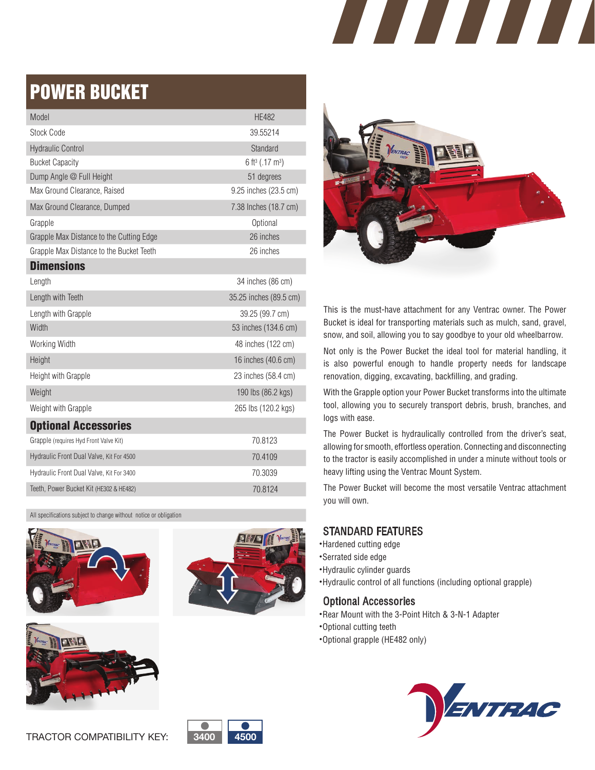# POWER BUCKET

| Model | HE482 |
|---|---|
| Stock Code | 39.55214 |
| Hydraulic Control | Standard |
| Bucket Capacity | 6 ft³ (.17 m³) |
| Dump Angle @ Full Height | 51 degrees |
| Max Ground Clearance, Raised | 9.25 inches (23.5 cm) |
| Max Ground Clearance, Dumped | 7.38 Inches (18.7 cm) |
| Grapple | Optional |
| Grapple Max Distance to the Cutting Edge | 26 inches |
| Grapple Max Distance to the Bucket Teeth | 26 inches |
| **Dimensions** | |
| Length | 34 inches (86 cm) |
| Length with Teeth | 35.25 inches (89.5 cm) |
| Length with Grapple | 39.25 (99.7 cm) |
| Width | 53 inches (134.6 cm) |
| Working Width | 48 inches (122 cm) |
| Height | 16 inches (40.6 cm) |
| Height with Grapple | 23 inches (58.4 cm) |
| Weight | 190 lbs (86.2 kgs) |
| Weight with Grapple | 265 lbs (120.2 kgs) |
| **Optional Accessories** | |
| Grapple (requires Hyd Front Valve Kit) | 70.8123 |
| Hydraulic Front Dual Valve, Kit For 4500 | 70.4109 |
| Hydraulic Front Dual Valve, Kit For 3400 | 70.3039 |
| Teeth, Power Bucket Kit (HE302 & HE482) | 70.8124 |

All specifications subject to change without notice or obligation

This is the must-have attachment for any Ventrac owner. The Power Bucket is ideal for transporting materials such as mulch, sand, gravel, snow, and soil, allowing you to say goodbye to your old wheelbarrow.

Not only is the Power Bucket the ideal tool for material handling, it is also powerful enough to handle property needs for landscape renovation, digging, excavating, backfilling, and grading.

With the Grapple option your Power Bucket transforms into the ultimate tool, allowing you to securely transport debris, brush, branches, and logs with ease.

The Power Bucket is hydraulically controlled from the driver's seat, allowing for smooth, effortless operation. Connecting and disconnecting to the tractor is easily accomplished in under a minute without tools or heavy lifting using the Ventrac Mount System.

The Power Bucket will become the most versatile Ventrac attachment you will own.

## STANDARD FEATURES

- Hardened cutting edge
- Serrated side edge
- Hydraulic cylinder guards
- Hydraulic control of all functions (including optional grapple)

## Optional Accessories

- Rear Mount with the 3-Point Hitch & 3-N-1 Adapter
- Optional cutting teeth
- Optional grapple (HE482 only)

TRACTOR COMPATIBILITY KEY: 3400 4500